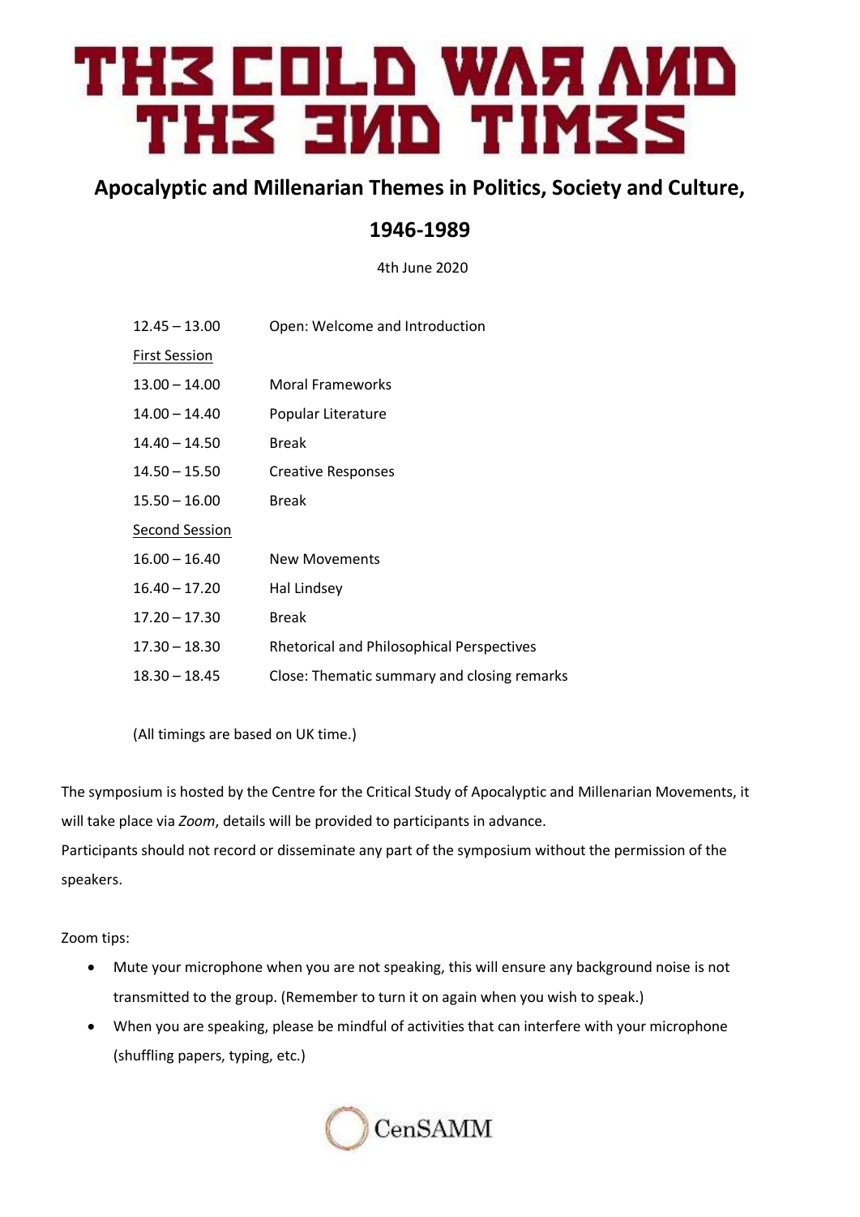# TH3 COLD WAR AND TH3 END TIMES

## Apocalyptic and Millenarian Themes in Politics, Society and Culture, 1946-1989

4th June 2020

| | |
|---|---|
| 12.45 – 13.00 | Open: Welcome and Introduction |
| First Session | |
| 13.00 – 14.00 | Moral Frameworks |
| 14.00 – 14.40 | Popular Literature |
| 14.40 – 14.50 | Break |
| 14.50 – 15.50 | Creative Responses |
| 15.50 – 16.00 | Break |
| Second Session | |
| 16.00 – 16.40 | New Movements |
| 16.40 – 17.20 | Hal Lindsey |
| 17.20 – 17.30 | Break |
| 17.30 – 18.30 | Rhetorical and Philosophical Perspectives |
| 18.30 – 18.45 | Close: Thematic summary and closing remarks |

(All timings are based on UK time.)

The symposium is hosted by the Centre for the Critical Study of Apocalyptic and Millenarian Movements, it will take place via *Zoom*, details will be provided to participants in advance.
Participants should not record or disseminate any part of the symposium without the permission of the speakers.

Zoom tips:

- Mute your microphone when you are not speaking, this will ensure any background noise is not transmitted to the group. (Remember to turn it on again when you wish to speak.)
- When you are speaking, please be mindful of activities that can interfere with your microphone (shuffling papers, typing, etc.)

CenSAMM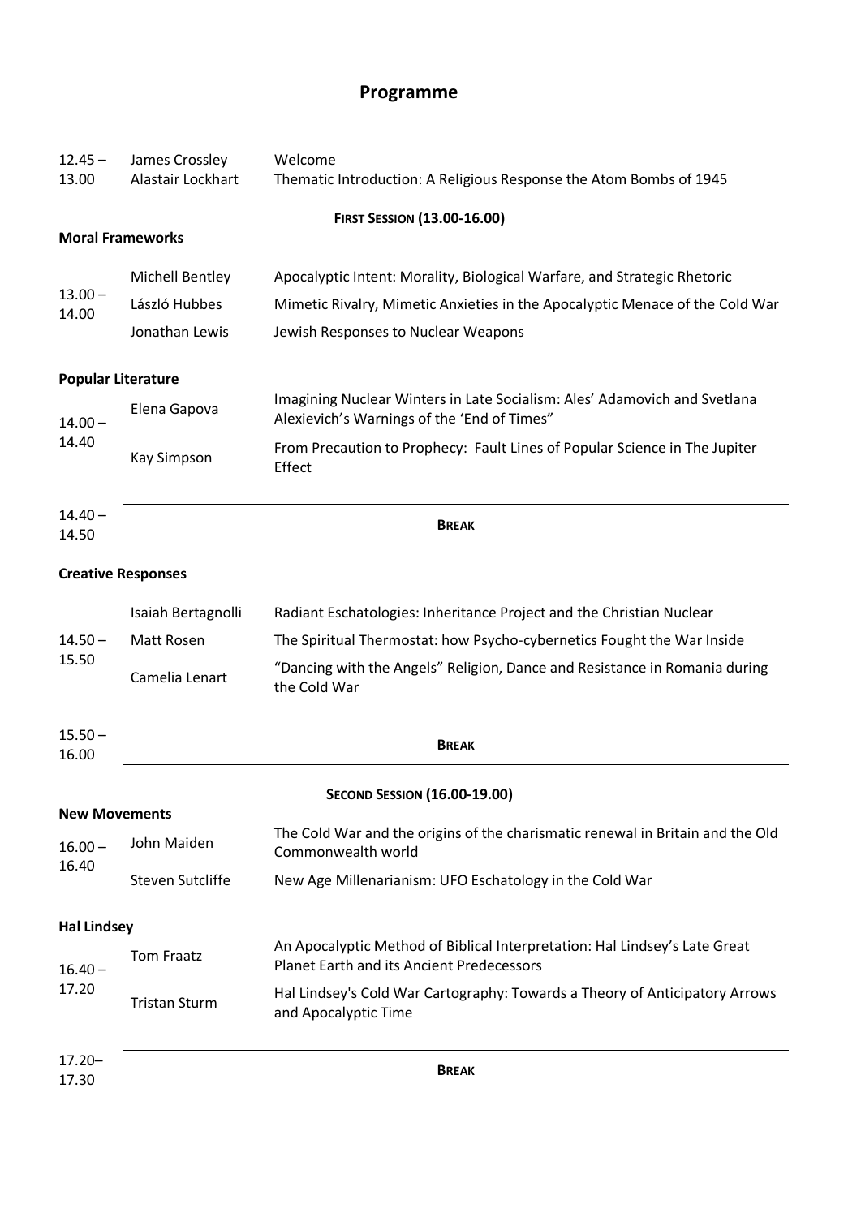# Programme

| | | |
|---|---|---|
| 12.45 – 13.00 | James Crossley | Welcome |
| | Alastair Lockhart | Thematic Introduction: A Religious Response the Atom Bombs of 1945 |

**FIRST SESSION (13.00-16.00)**

**Moral Frameworks**

| | | |
|---|---|---|
| 13.00 – 14.00 | Michell Bentley | Apocalyptic Intent: Morality, Biological Warfare, and Strategic Rhetoric |
| | László Hubbes | Mimetic Rivalry, Mimetic Anxieties in the Apocalyptic Menace of the Cold War |
| | Jonathan Lewis | Jewish Responses to Nuclear Weapons |

**Popular Literature**

| | | |
|---|---|---|
| 14.00 – 14.40 | Elena Gapova | Imagining Nuclear Winters in Late Socialism: Ales' Adamovich and Svetlana Alexievich's Warnings of the 'End of Times" |
| | Kay Simpson | From Precaution to Prophecy: Fault Lines of Popular Science in The Jupiter Effect |
| 14.40 – 14.50 | | **BREAK** |

**Creative Responses**

| | | |
|---|---|---|
| 14.50 – 15.50 | Isaiah Bertagnolli | Radiant Eschatologies: Inheritance Project and the Christian Nuclear |
| | Matt Rosen | The Spiritual Thermostat: how Psycho-cybernetics Fought the War Inside |
| | Camelia Lenart | "Dancing with the Angels" Religion, Dance and Resistance in Romania during the Cold War |
| 15.50 – 16.00 | | **BREAK** |

**SECOND SESSION (16.00-19.00)**

**New Movements**

| | | |
|---|---|---|
| 16.00 – 16.40 | John Maiden | The Cold War and the origins of the charismatic renewal in Britain and the Old Commonwealth world |
| | Steven Sutcliffe | New Age Millenarianism: UFO Eschatology in the Cold War |

**Hal Lindsey**

| | | |
|---|---|---|
| 16.40 – 17.20 | Tom Fraatz | An Apocalyptic Method of Biblical Interpretation: Hal Lindsey's Late Great Planet Earth and its Ancient Predecessors |
| | Tristan Sturm | Hal Lindsey's Cold War Cartography: Towards a Theory of Anticipatory Arrows and Apocalyptic Time |
| 17.20– 17.30 | | **BREAK** |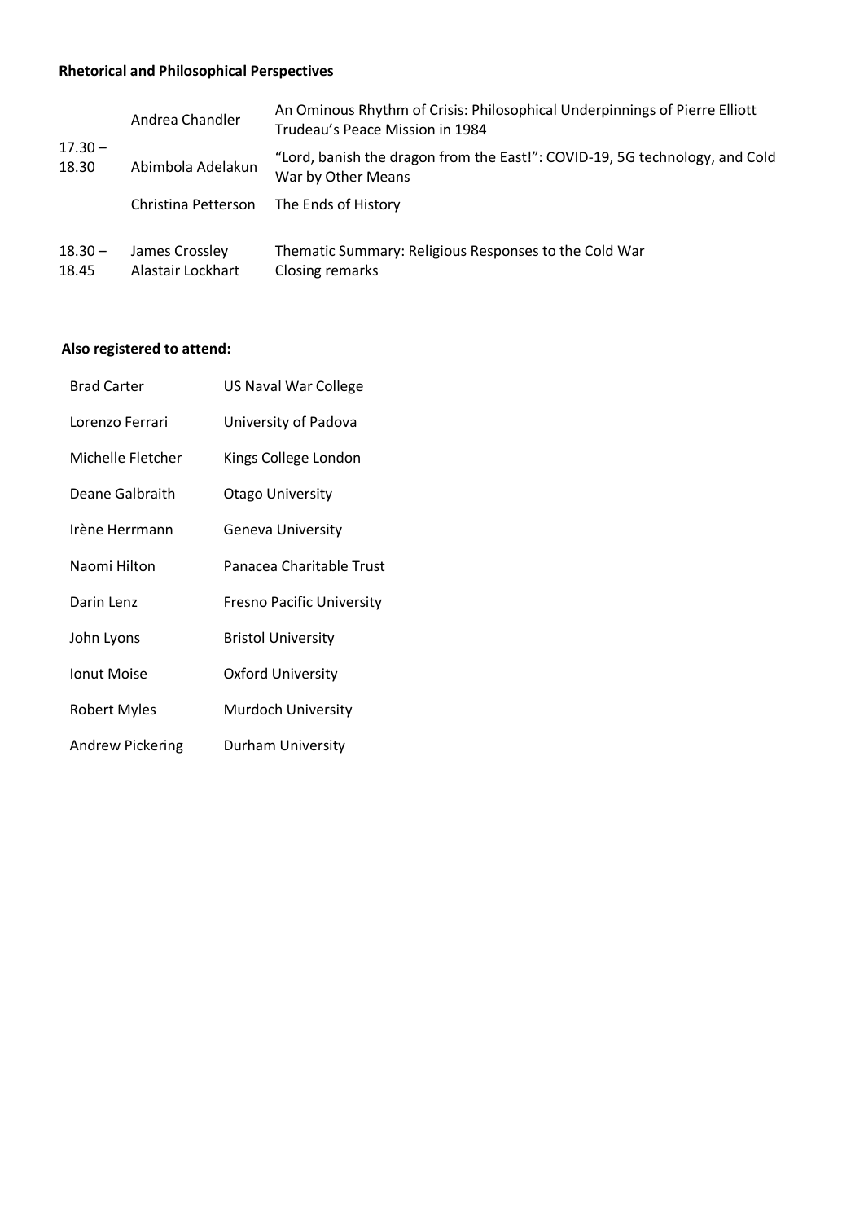**Rhetorical and Philosophical Perspectives**

| | | |
|---|---|---|
| 17.30 – 18.30 | Andrea Chandler | An Ominous Rhythm of Crisis: Philosophical Underpinnings of Pierre Elliott Trudeau's Peace Mission in 1984 |
| | Abimbola Adelakun | "Lord, banish the dragon from the East!": COVID-19, 5G technology, and Cold War by Other Means |
| | Christina Petterson | The Ends of History |
| 18.30 – 18.45 | James Crossley | Thematic Summary: Religious Responses to the Cold War |
| | Alastair Lockhart | Closing remarks |

**Also registered to attend:**

| | |
|---|---|
| Brad Carter | US Naval War College |
| Lorenzo Ferrari | University of Padova |
| Michelle Fletcher | Kings College London |
| Deane Galbraith | Otago University |
| Irène Herrmann | Geneva University |
| Naomi Hilton | Panacea Charitable Trust |
| Darin Lenz | Fresno Pacific University |
| John Lyons | Bristol University |
| Ionut Moise | Oxford University |
| Robert Myles | Murdoch University |
| Andrew Pickering | Durham University |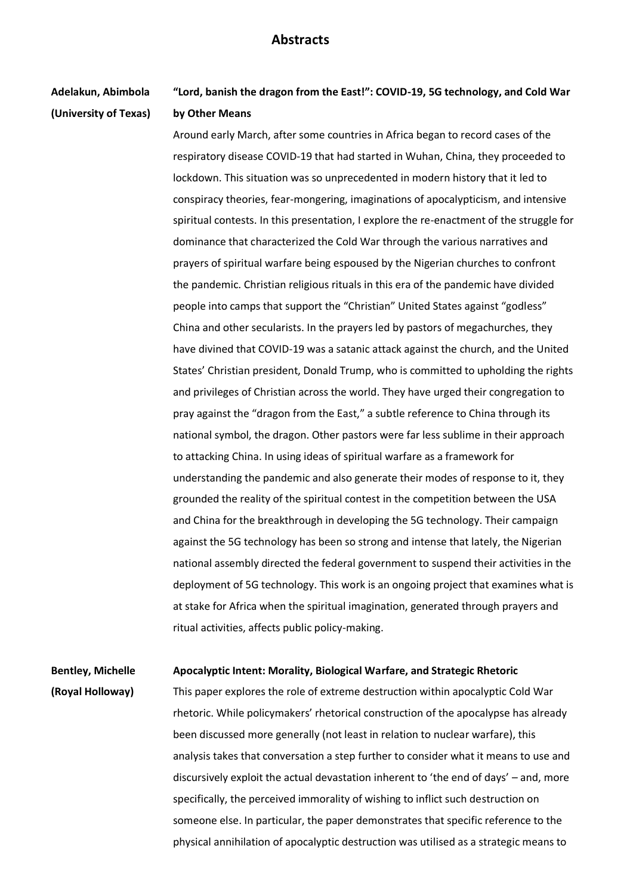# Abstracts

**Adelakun, Abimbola (University of Texas)**

**"Lord, banish the dragon from the East!": COVID-19, 5G technology, and Cold War by Other Means**

Around early March, after some countries in Africa began to record cases of the respiratory disease COVID-19 that had started in Wuhan, China, they proceeded to lockdown. This situation was so unprecedented in modern history that it led to conspiracy theories, fear-mongering, imaginations of apocalypticism, and intensive spiritual contests. In this presentation, I explore the re-enactment of the struggle for dominance that characterized the Cold War through the various narratives and prayers of spiritual warfare being espoused by the Nigerian churches to confront the pandemic. Christian religious rituals in this era of the pandemic have divided people into camps that support the "Christian" United States against "godless" China and other secularists. In the prayers led by pastors of megachurches, they have divined that COVID-19 was a satanic attack against the church, and the United States' Christian president, Donald Trump, who is committed to upholding the rights and privileges of Christian across the world. They have urged their congregation to pray against the "dragon from the East," a subtle reference to China through its national symbol, the dragon. Other pastors were far less sublime in their approach to attacking China. In using ideas of spiritual warfare as a framework for understanding the pandemic and also generate their modes of response to it, they grounded the reality of the spiritual contest in the competition between the USA and China for the breakthrough in developing the 5G technology. Their campaign against the 5G technology has been so strong and intense that lately, the Nigerian national assembly directed the federal government to suspend their activities in the deployment of 5G technology. This work is an ongoing project that examines what is at stake for Africa when the spiritual imagination, generated through prayers and ritual activities, affects public policy-making.

**Bentley, Michelle (Royal Holloway)**

**Apocalyptic Intent: Morality, Biological Warfare, and Strategic Rhetoric**

This paper explores the role of extreme destruction within apocalyptic Cold War rhetoric. While policymakers' rhetorical construction of the apocalypse has already been discussed more generally (not least in relation to nuclear warfare), this analysis takes that conversation a step further to consider what it means to use and discursively exploit the actual devastation inherent to 'the end of days' – and, more specifically, the perceived immorality of wishing to inflict such destruction on someone else. In particular, the paper demonstrates that specific reference to the physical annihilation of apocalyptic destruction was utilised as a strategic means to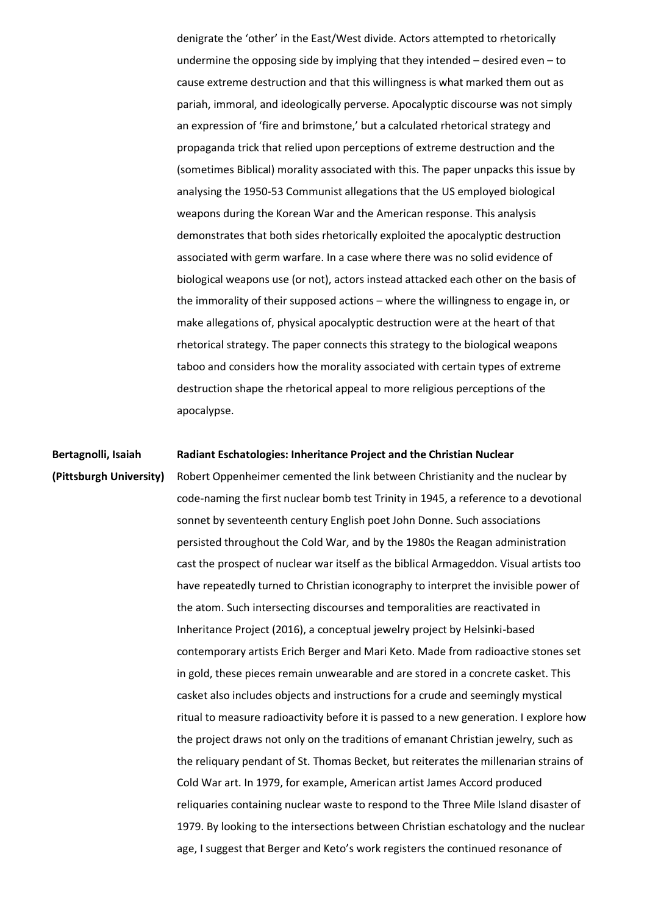denigrate the 'other' in the East/West divide. Actors attempted to rhetorically undermine the opposing side by implying that they intended – desired even – to cause extreme destruction and that this willingness is what marked them out as pariah, immoral, and ideologically perverse. Apocalyptic discourse was not simply an expression of 'fire and brimstone,' but a calculated rhetorical strategy and propaganda trick that relied upon perceptions of extreme destruction and the (sometimes Biblical) morality associated with this. The paper unpacks this issue by analysing the 1950-53 Communist allegations that the US employed biological weapons during the Korean War and the American response. This analysis demonstrates that both sides rhetorically exploited the apocalyptic destruction associated with germ warfare. In a case where there was no solid evidence of biological weapons use (or not), actors instead attacked each other on the basis of the immorality of their supposed actions – where the willingness to engage in, or make allegations of, physical apocalyptic destruction were at the heart of that rhetorical strategy. The paper connects this strategy to the biological weapons taboo and considers how the morality associated with certain types of extreme destruction shape the rhetorical appeal to more religious perceptions of the apocalypse.

**Bertagnolli, Isaiah (Pittsburgh University)**

**Radiant Eschatologies: Inheritance Project and the Christian Nuclear**

Robert Oppenheimer cemented the link between Christianity and the nuclear by code-naming the first nuclear bomb test Trinity in 1945, a reference to a devotional sonnet by seventeenth century English poet John Donne. Such associations persisted throughout the Cold War, and by the 1980s the Reagan administration cast the prospect of nuclear war itself as the biblical Armageddon. Visual artists too have repeatedly turned to Christian iconography to interpret the invisible power of the atom. Such intersecting discourses and temporalities are reactivated in Inheritance Project (2016), a conceptual jewelry project by Helsinki-based contemporary artists Erich Berger and Mari Keto. Made from radioactive stones set in gold, these pieces remain unwearable and are stored in a concrete casket. This casket also includes objects and instructions for a crude and seemingly mystical ritual to measure radioactivity before it is passed to a new generation. I explore how the project draws not only on the traditions of emanant Christian jewelry, such as the reliquary pendant of St. Thomas Becket, but reiterates the millenarian strains of Cold War art. In 1979, for example, American artist James Accord produced reliquaries containing nuclear waste to respond to the Three Mile Island disaster of 1979. By looking to the intersections between Christian eschatology and the nuclear age, I suggest that Berger and Keto's work registers the continued resonance of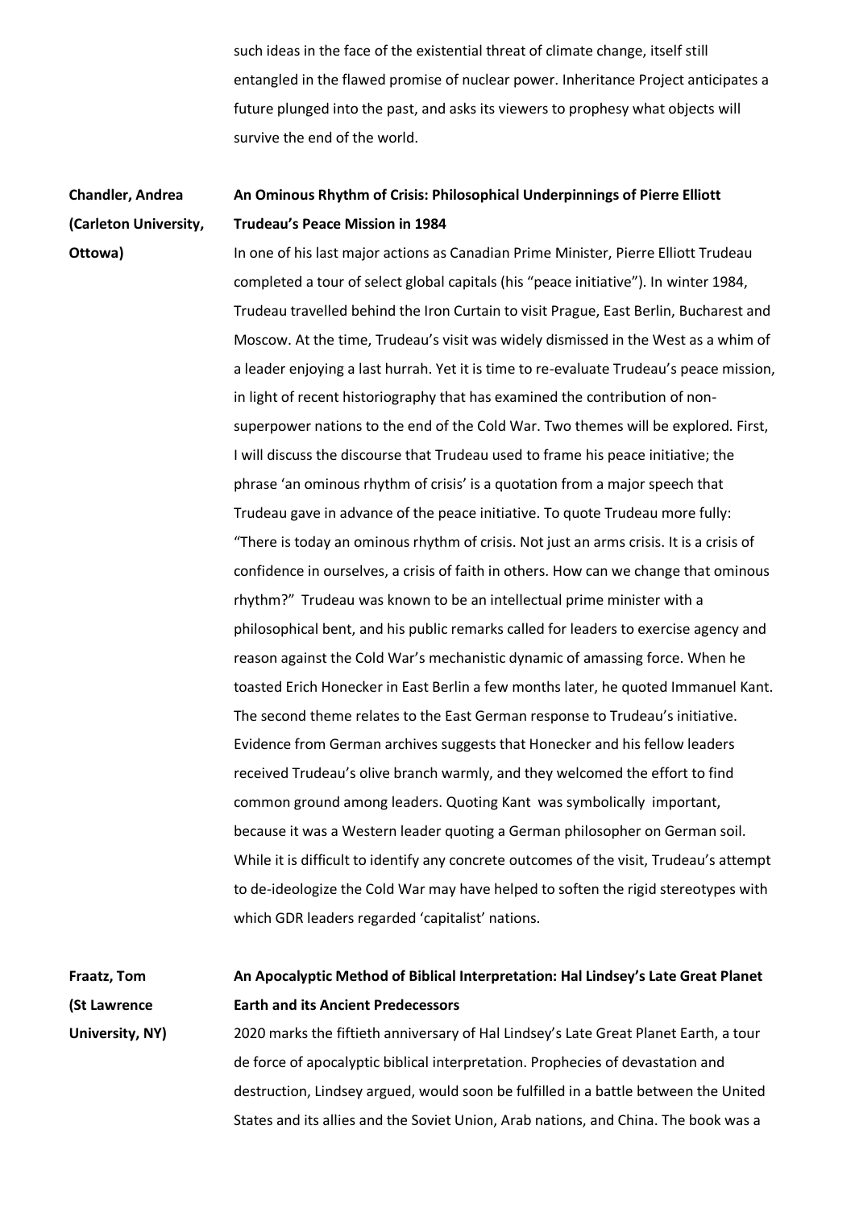such ideas in the face of the existential threat of climate change, itself still entangled in the flawed promise of nuclear power. Inheritance Project anticipates a future plunged into the past, and asks its viewers to prophesy what objects will survive the end of the world.

**Chandler, Andrea (Carleton University, Ottowa)**

**An Ominous Rhythm of Crisis: Philosophical Underpinnings of Pierre Elliott Trudeau's Peace Mission in 1984**

In one of his last major actions as Canadian Prime Minister, Pierre Elliott Trudeau completed a tour of select global capitals (his "peace initiative"). In winter 1984, Trudeau travelled behind the Iron Curtain to visit Prague, East Berlin, Bucharest and Moscow. At the time, Trudeau's visit was widely dismissed in the West as a whim of a leader enjoying a last hurrah. Yet it is time to re-evaluate Trudeau's peace mission, in light of recent historiography that has examined the contribution of non-superpower nations to the end of the Cold War. Two themes will be explored. First, I will discuss the discourse that Trudeau used to frame his peace initiative; the phrase 'an ominous rhythm of crisis' is a quotation from a major speech that Trudeau gave in advance of the peace initiative. To quote Trudeau more fully: "There is today an ominous rhythm of crisis. Not just an arms crisis. It is a crisis of confidence in ourselves, a crisis of faith in others. How can we change that ominous rhythm?" Trudeau was known to be an intellectual prime minister with a philosophical bent, and his public remarks called for leaders to exercise agency and reason against the Cold War's mechanistic dynamic of amassing force. When he toasted Erich Honecker in East Berlin a few months later, he quoted Immanuel Kant. The second theme relates to the East German response to Trudeau's initiative. Evidence from German archives suggests that Honecker and his fellow leaders received Trudeau's olive branch warmly, and they welcomed the effort to find common ground among leaders. Quoting Kant was symbolically important, because it was a Western leader quoting a German philosopher on German soil. While it is difficult to identify any concrete outcomes of the visit, Trudeau's attempt to de-ideologize the Cold War may have helped to soften the rigid stereotypes with which GDR leaders regarded 'capitalist' nations.

**Fraatz, Tom (St Lawrence University, NY)**

**An Apocalyptic Method of Biblical Interpretation: Hal Lindsey's Late Great Planet Earth and its Ancient Predecessors**

2020 marks the fiftieth anniversary of Hal Lindsey's Late Great Planet Earth, a tour de force of apocalyptic biblical interpretation. Prophecies of devastation and destruction, Lindsey argued, would soon be fulfilled in a battle between the United States and its allies and the Soviet Union, Arab nations, and China. The book was a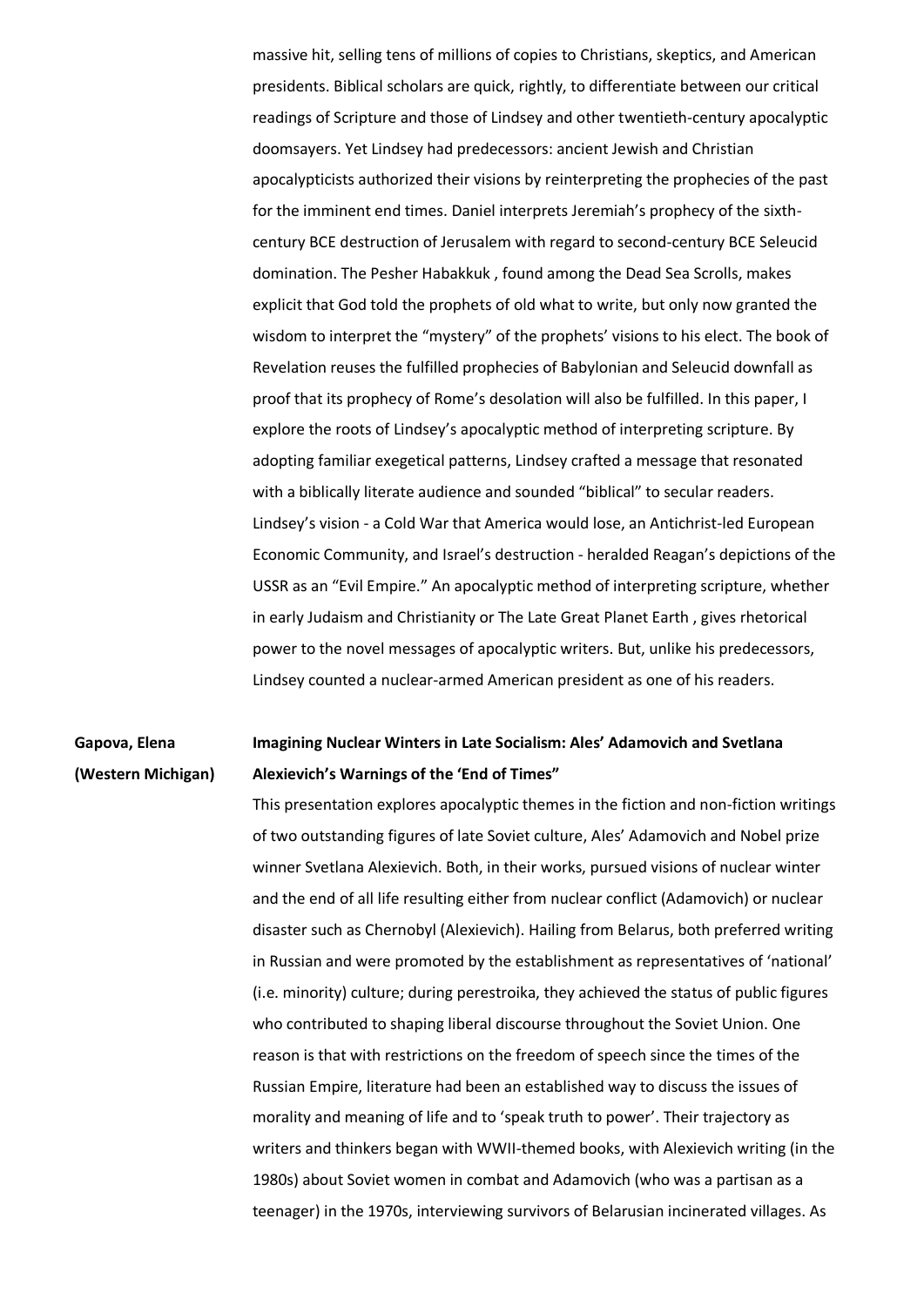massive hit, selling tens of millions of copies to Christians, skeptics, and American presidents. Biblical scholars are quick, rightly, to differentiate between our critical readings of Scripture and those of Lindsey and other twentieth-century apocalyptic doomsayers. Yet Lindsey had predecessors: ancient Jewish and Christian apocalypticists authorized their visions by reinterpreting the prophecies of the past for the imminent end times. Daniel interprets Jeremiah's prophecy of the sixth-century BCE destruction of Jerusalem with regard to second-century BCE Seleucid domination. The Pesher Habakkuk , found among the Dead Sea Scrolls, makes explicit that God told the prophets of old what to write, but only now granted the wisdom to interpret the "mystery" of the prophets' visions to his elect. The book of Revelation reuses the fulfilled prophecies of Babylonian and Seleucid downfall as proof that its prophecy of Rome's desolation will also be fulfilled. In this paper, I explore the roots of Lindsey's apocalyptic method of interpreting scripture. By adopting familiar exegetical patterns, Lindsey crafted a message that resonated with a biblically literate audience and sounded "biblical" to secular readers. Lindsey's vision - a Cold War that America would lose, an Antichrist-led European Economic Community, and Israel's destruction - heralded Reagan's depictions of the USSR as an "Evil Empire." An apocalyptic method of interpreting scripture, whether in early Judaism and Christianity or The Late Great Planet Earth , gives rhetorical power to the novel messages of apocalyptic writers. But, unlike his predecessors, Lindsey counted a nuclear-armed American president as one of his readers.

**Gapova, Elena (Western Michigan)**

**Imagining Nuclear Winters in Late Socialism: Ales' Adamovich and Svetlana Alexievich's Warnings of the 'End of Times"**

This presentation explores apocalyptic themes in the fiction and non-fiction writings of two outstanding figures of late Soviet culture, Ales' Adamovich and Nobel prize winner Svetlana Alexievich. Both, in their works, pursued visions of nuclear winter and the end of all life resulting either from nuclear conflict (Adamovich) or nuclear disaster such as Chernobyl (Alexievich). Hailing from Belarus, both preferred writing in Russian and were promoted by the establishment as representatives of 'national' (i.e. minority) culture; during perestroika, they achieved the status of public figures who contributed to shaping liberal discourse throughout the Soviet Union. One reason is that with restrictions on the freedom of speech since the times of the Russian Empire, literature had been an established way to discuss the issues of morality and meaning of life and to 'speak truth to power'. Their trajectory as writers and thinkers began with WWII-themed books, with Alexievich writing (in the 1980s) about Soviet women in combat and Adamovich (who was a partisan as a teenager) in the 1970s, interviewing survivors of Belarusian incinerated villages. As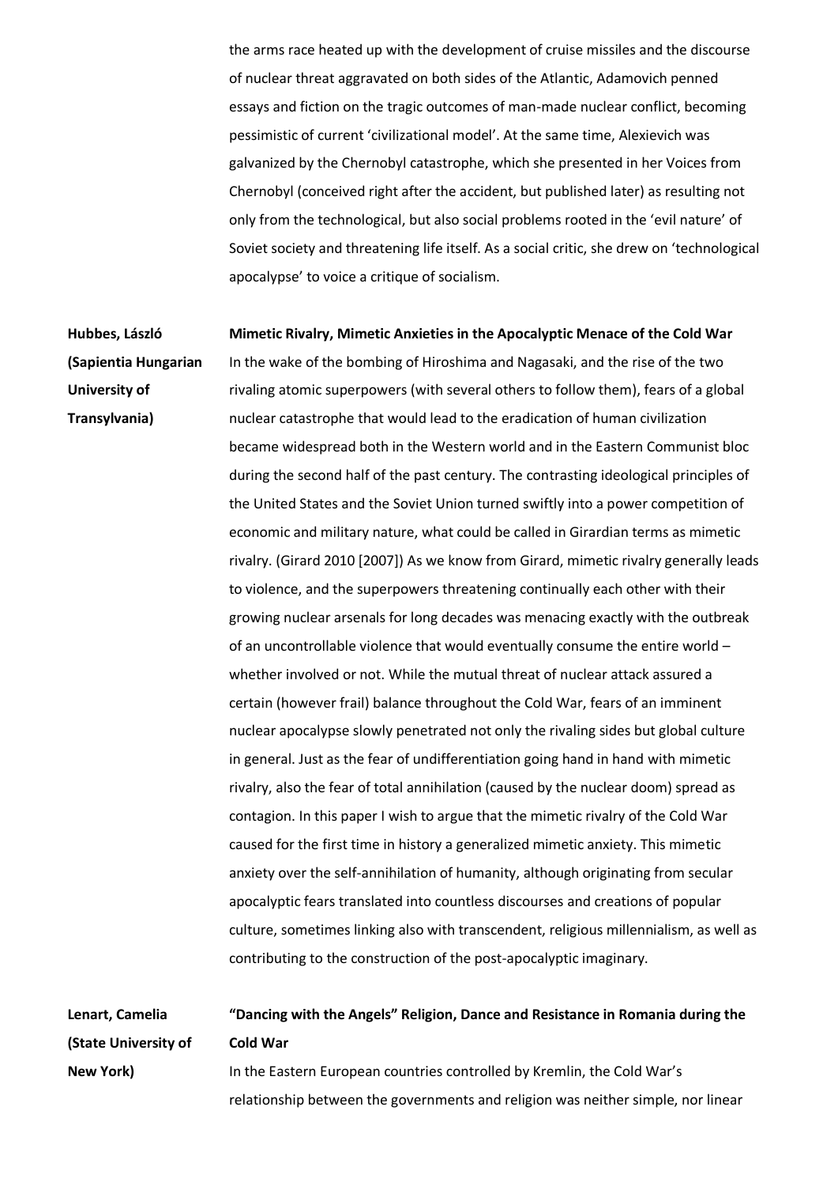the arms race heated up with the development of cruise missiles and the discourse of nuclear threat aggravated on both sides of the Atlantic, Adamovich penned essays and fiction on the tragic outcomes of man-made nuclear conflict, becoming pessimistic of current 'civilizational model'. At the same time, Alexievich was galvanized by the Chernobyl catastrophe, which she presented in her Voices from Chernobyl (conceived right after the accident, but published later) as resulting not only from the technological, but also social problems rooted in the 'evil nature' of Soviet society and threatening life itself. As a social critic, she drew on 'technological apocalypse' to voice a critique of socialism.

**Hubbes, László (Sapientia Hungarian University of Transylvania)**

**Mimetic Rivalry, Mimetic Anxieties in the Apocalyptic Menace of the Cold War**

In the wake of the bombing of Hiroshima and Nagasaki, and the rise of the two rivaling atomic superpowers (with several others to follow them), fears of a global nuclear catastrophe that would lead to the eradication of human civilization became widespread both in the Western world and in the Eastern Communist bloc during the second half of the past century. The contrasting ideological principles of the United States and the Soviet Union turned swiftly into a power competition of economic and military nature, what could be called in Girardian terms as mimetic rivalry. (Girard 2010 [2007]) As we know from Girard, mimetic rivalry generally leads to violence, and the superpowers threatening continually each other with their growing nuclear arsenals for long decades was menacing exactly with the outbreak of an uncontrollable violence that would eventually consume the entire world – whether involved or not. While the mutual threat of nuclear attack assured a certain (however frail) balance throughout the Cold War, fears of an imminent nuclear apocalypse slowly penetrated not only the rivaling sides but global culture in general. Just as the fear of undifferentiation going hand in hand with mimetic rivalry, also the fear of total annihilation (caused by the nuclear doom) spread as contagion. In this paper I wish to argue that the mimetic rivalry of the Cold War caused for the first time in history a generalized mimetic anxiety. This mimetic anxiety over the self-annihilation of humanity, although originating from secular apocalyptic fears translated into countless discourses and creations of popular culture, sometimes linking also with transcendent, religious millennialism, as well as contributing to the construction of the post-apocalyptic imaginary.

**Lenart, Camelia (State University of New York)**

**"Dancing with the Angels" Religion, Dance and Resistance in Romania during the Cold War**

In the Eastern European countries controlled by Kremlin, the Cold War's relationship between the governments and religion was neither simple, nor linear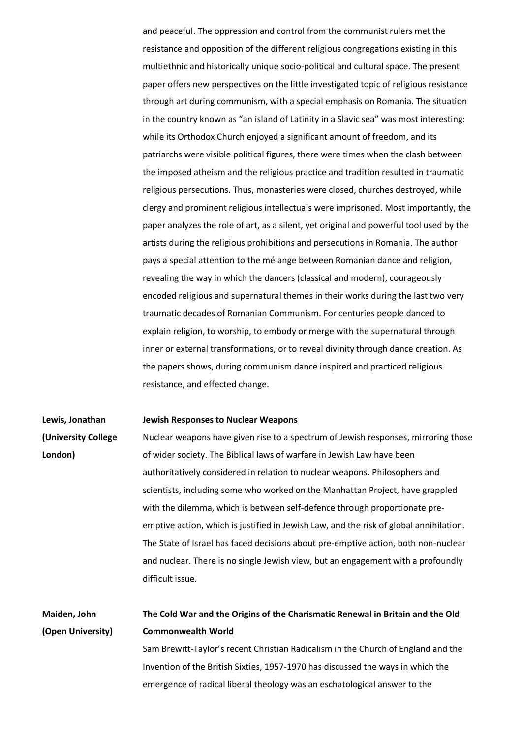and peaceful. The oppression and control from the communist rulers met the resistance and opposition of the different religious congregations existing in this multiethnic and historically unique socio-political and cultural space. The present paper offers new perspectives on the little investigated topic of religious resistance through art during communism, with a special emphasis on Romania. The situation in the country known as "an island of Latinity in a Slavic sea" was most interesting: while its Orthodox Church enjoyed a significant amount of freedom, and its patriarchs were visible political figures, there were times when the clash between the imposed atheism and the religious practice and tradition resulted in traumatic religious persecutions. Thus, monasteries were closed, churches destroyed, while clergy and prominent religious intellectuals were imprisoned. Most importantly, the paper analyzes the role of art, as a silent, yet original and powerful tool used by the artists during the religious prohibitions and persecutions in Romania. The author pays a special attention to the mélange between Romanian dance and religion, revealing the way in which the dancers (classical and modern), courageously encoded religious and supernatural themes in their works during the last two very traumatic decades of Romanian Communism. For centuries people danced to explain religion, to worship, to embody or merge with the supernatural through inner or external transformations, or to reveal divinity through dance creation. As the papers shows, during communism dance inspired and practiced religious resistance, and effected change.

**Lewis, Jonathan (University College London)**

**Jewish Responses to Nuclear Weapons**

Nuclear weapons have given rise to a spectrum of Jewish responses, mirroring those of wider society. The Biblical laws of warfare in Jewish Law have been authoritatively considered in relation to nuclear weapons. Philosophers and scientists, including some who worked on the Manhattan Project, have grappled with the dilemma, which is between self-defence through proportionate pre-emptive action, which is justified in Jewish Law, and the risk of global annihilation. The State of Israel has faced decisions about pre-emptive action, both non-nuclear and nuclear. There is no single Jewish view, but an engagement with a profoundly difficult issue.

**Maiden, John (Open University)**

**The Cold War and the Origins of the Charismatic Renewal in Britain and the Old Commonwealth World**

Sam Brewitt-Taylor's recent Christian Radicalism in the Church of England and the Invention of the British Sixties, 1957-1970 has discussed the ways in which the emergence of radical liberal theology was an eschatological answer to the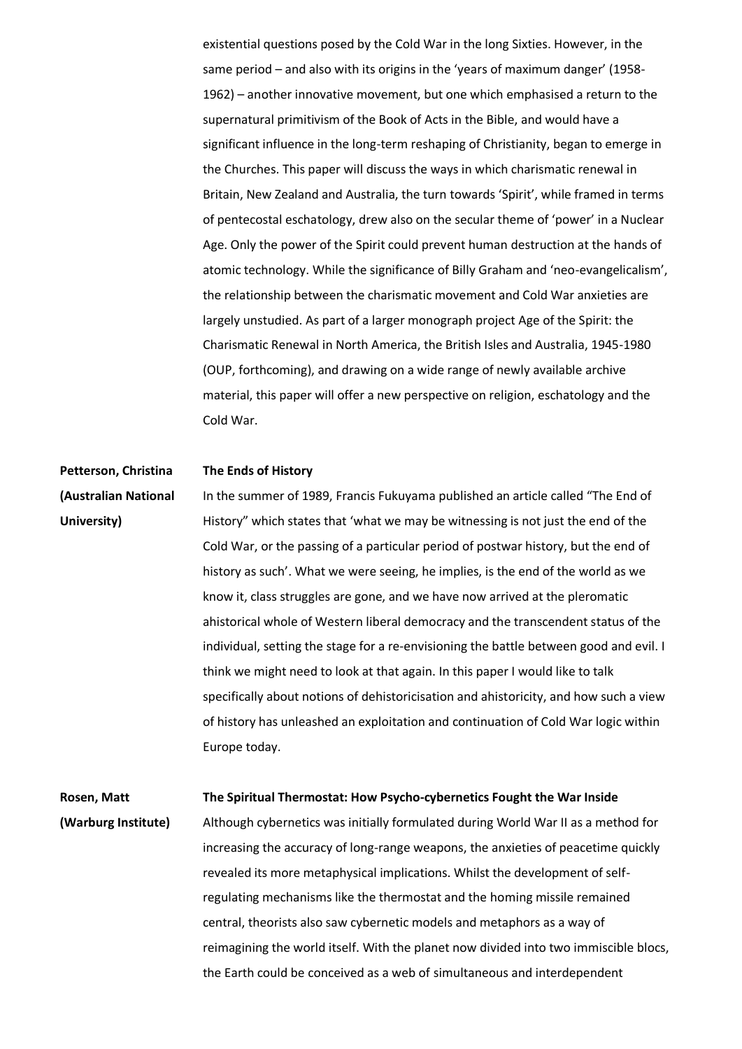existential questions posed by the Cold War in the long Sixties. However, in the same period – and also with its origins in the 'years of maximum danger' (1958-1962) – another innovative movement, but one which emphasised a return to the supernatural primitivism of the Book of Acts in the Bible, and would have a significant influence in the long-term reshaping of Christianity, began to emerge in the Churches. This paper will discuss the ways in which charismatic renewal in Britain, New Zealand and Australia, the turn towards 'Spirit', while framed in terms of pentecostal eschatology, drew also on the secular theme of 'power' in a Nuclear Age. Only the power of the Spirit could prevent human destruction at the hands of atomic technology. While the significance of Billy Graham and 'neo-evangelicalism', the relationship between the charismatic movement and Cold War anxieties are largely unstudied. As part of a larger monograph project Age of the Spirit: the Charismatic Renewal in North America, the British Isles and Australia, 1945-1980 (OUP, forthcoming), and drawing on a wide range of newly available archive material, this paper will offer a new perspective on religion, eschatology and the Cold War.

**Petterson, Christina (Australian National University)**

**The Ends of History**

In the summer of 1989, Francis Fukuyama published an article called "The End of History" which states that 'what we may be witnessing is not just the end of the Cold War, or the passing of a particular period of postwar history, but the end of history as such'. What we were seeing, he implies, is the end of the world as we know it, class struggles are gone, and we have now arrived at the pleromatic ahistorical whole of Western liberal democracy and the transcendent status of the individual, setting the stage for a re-envisioning the battle between good and evil. I think we might need to look at that again. In this paper I would like to talk specifically about notions of dehistoricisation and ahistoricity, and how such a view of history has unleashed an exploitation and continuation of Cold War logic within Europe today.

**Rosen, Matt (Warburg Institute)**

**The Spiritual Thermostat: How Psycho-cybernetics Fought the War Inside**

Although cybernetics was initially formulated during World War II as a method for increasing the accuracy of long-range weapons, the anxieties of peacetime quickly revealed its more metaphysical implications. Whilst the development of self-regulating mechanisms like the thermostat and the homing missile remained central, theorists also saw cybernetic models and metaphors as a way of reimagining the world itself. With the planet now divided into two immiscible blocs, the Earth could be conceived as a web of simultaneous and interdependent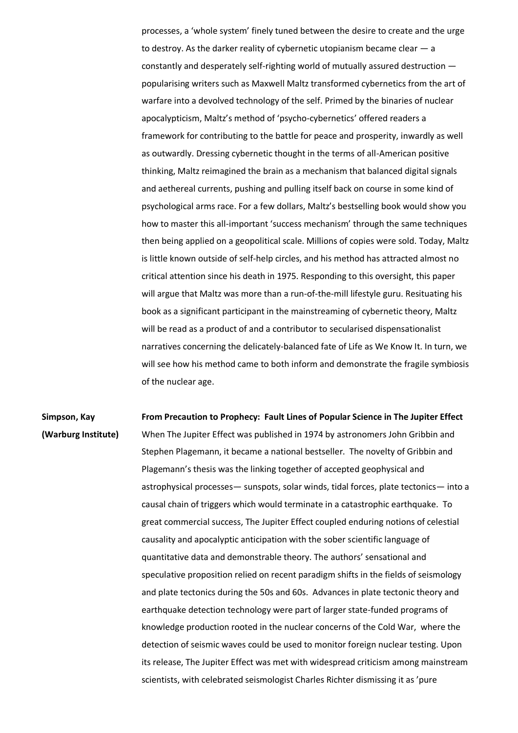processes, a 'whole system' finely tuned between the desire to create and the urge to destroy. As the darker reality of cybernetic utopianism became clear — a constantly and desperately self-righting world of mutually assured destruction — popularising writers such as Maxwell Maltz transformed cybernetics from the art of warfare into a devolved technology of the self. Primed by the binaries of nuclear apocalypticism, Maltz's method of 'psycho-cybernetics' offered readers a framework for contributing to the battle for peace and prosperity, inwardly as well as outwardly. Dressing cybernetic thought in the terms of all-American positive thinking, Maltz reimagined the brain as a mechanism that balanced digital signals and aethereal currents, pushing and pulling itself back on course in some kind of psychological arms race. For a few dollars, Maltz's bestselling book would show you how to master this all-important 'success mechanism' through the same techniques then being applied on a geopolitical scale. Millions of copies were sold. Today, Maltz is little known outside of self-help circles, and his method has attracted almost no critical attention since his death in 1975. Responding to this oversight, this paper will argue that Maltz was more than a run-of-the-mill lifestyle guru. Resituating his book as a significant participant in the mainstreaming of cybernetic theory, Maltz will be read as a product of and a contributor to secularised dispensationalist narratives concerning the delicately-balanced fate of Life as We Know It. In turn, we will see how his method came to both inform and demonstrate the fragile symbiosis of the nuclear age.

**Simpson, Kay (Warburg Institute)**

**From Precaution to Prophecy: Fault Lines of Popular Science in The Jupiter Effect**

When The Jupiter Effect was published in 1974 by astronomers John Gribbin and Stephen Plagemann, it became a national bestseller. The novelty of Gribbin and Plagemann's thesis was the linking together of accepted geophysical and astrophysical processes— sunspots, solar winds, tidal forces, plate tectonics— into a causal chain of triggers which would terminate in a catastrophic earthquake. To great commercial success, The Jupiter Effect coupled enduring notions of celestial causality and apocalyptic anticipation with the sober scientific language of quantitative data and demonstrable theory. The authors' sensational and speculative proposition relied on recent paradigm shifts in the fields of seismology and plate tectonics during the 50s and 60s. Advances in plate tectonic theory and earthquake detection technology were part of larger state-funded programs of knowledge production rooted in the nuclear concerns of the Cold War, where the detection of seismic waves could be used to monitor foreign nuclear testing. Upon its release, The Jupiter Effect was met with widespread criticism among mainstream scientists, with celebrated seismologist Charles Richter dismissing it as 'pure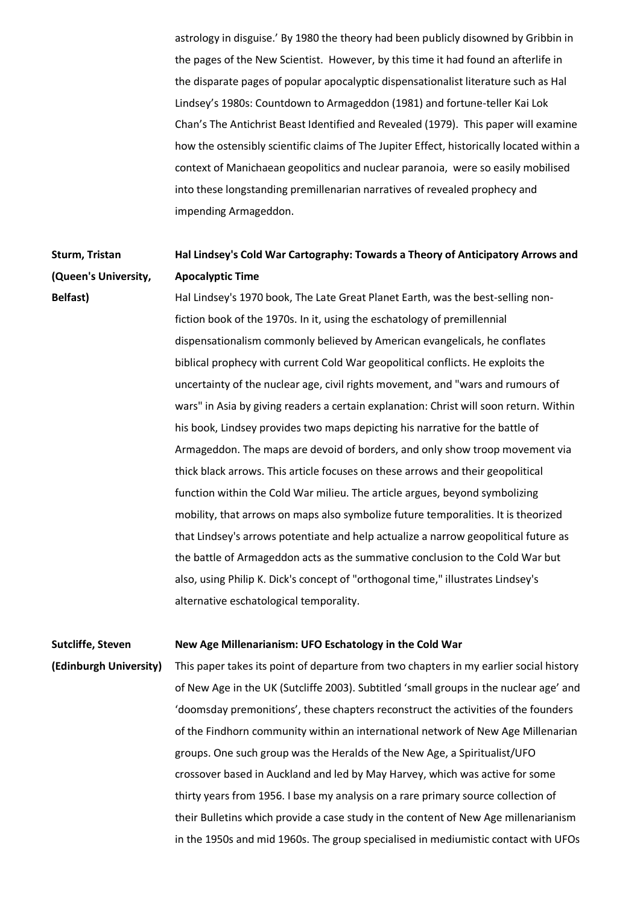astrology in disguise.' By 1980 the theory had been publicly disowned by Gribbin in the pages of the New Scientist. However, by this time it had found an afterlife in the disparate pages of popular apocalyptic dispensationalist literature such as Hal Lindsey's 1980s: Countdown to Armageddon (1981) and fortune-teller Kai Lok Chan's The Antichrist Beast Identified and Revealed (1979). This paper will examine how the ostensibly scientific claims of The Jupiter Effect, historically located within a context of Manichaean geopolitics and nuclear paranoia, were so easily mobilised into these longstanding premillenarian narratives of revealed prophecy and impending Armageddon.

**Sturm, Tristan (Queen's University, Belfast)**

**Hal Lindsey's Cold War Cartography: Towards a Theory of Anticipatory Arrows and Apocalyptic Time**

Hal Lindsey's 1970 book, The Late Great Planet Earth, was the best-selling non-fiction book of the 1970s. In it, using the eschatology of premillennial dispensationalism commonly believed by American evangelicals, he conflates biblical prophecy with current Cold War geopolitical conflicts. He exploits the uncertainty of the nuclear age, civil rights movement, and "wars and rumours of wars" in Asia by giving readers a certain explanation: Christ will soon return. Within his book, Lindsey provides two maps depicting his narrative for the battle of Armageddon. The maps are devoid of borders, and only show troop movement via thick black arrows. This article focuses on these arrows and their geopolitical function within the Cold War milieu. The article argues, beyond symbolizing mobility, that arrows on maps also symbolize future temporalities. It is theorized that Lindsey's arrows potentiate and help actualize a narrow geopolitical future as the battle of Armageddon acts as the summative conclusion to the Cold War but also, using Philip K. Dick's concept of "orthogonal time," illustrates Lindsey's alternative eschatological temporality.

**Sutcliffe, Steven (Edinburgh University)**

**New Age Millenarianism: UFO Eschatology in the Cold War**

This paper takes its point of departure from two chapters in my earlier social history of New Age in the UK (Sutcliffe 2003). Subtitled 'small groups in the nuclear age' and 'doomsday premonitions', these chapters reconstruct the activities of the founders of the Findhorn community within an international network of New Age Millenarian groups. One such group was the Heralds of the New Age, a Spiritualist/UFO crossover based in Auckland and led by May Harvey, which was active for some thirty years from 1956. I base my analysis on a rare primary source collection of their Bulletins which provide a case study in the content of New Age millenarianism in the 1950s and mid 1960s. The group specialised in mediumistic contact with UFOs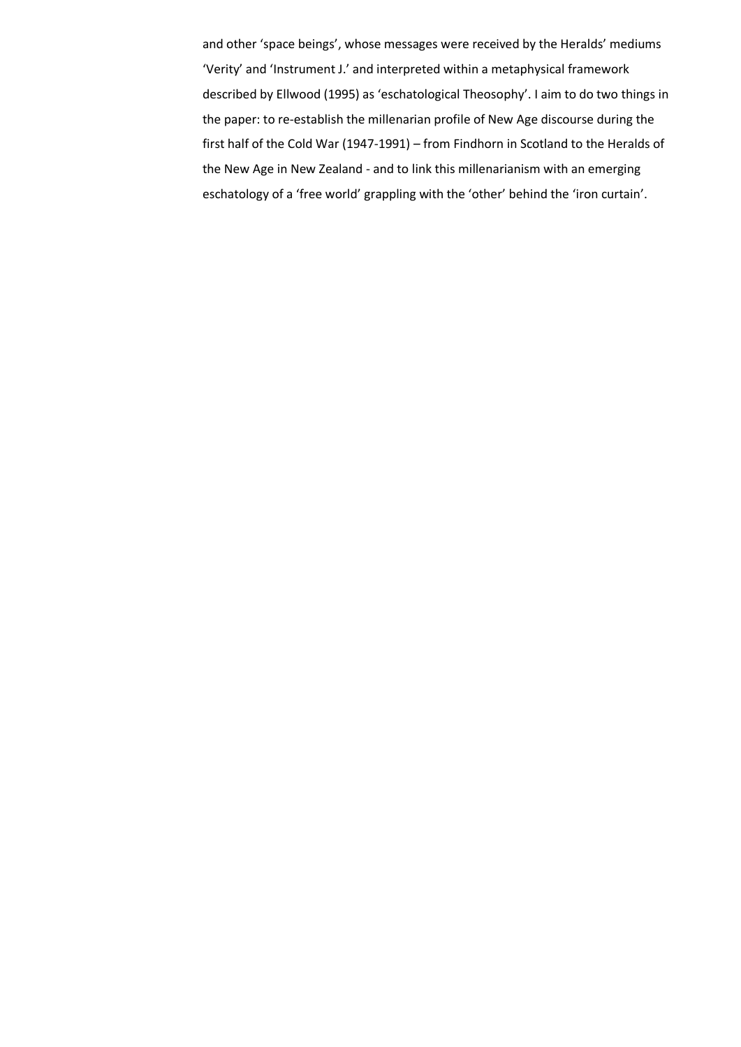and other ‘space beings’, whose messages were received by the Heralds’ mediums ‘Verity’ and ‘Instrument J.’ and interpreted within a metaphysical framework described by Ellwood (1995) as ‘eschatological Theosophy’. I aim to do two things in the paper: to re-establish the millenarian profile of New Age discourse during the first half of the Cold War (1947-1991) – from Findhorn in Scotland to the Heralds of the New Age in New Zealand - and to link this millenarianism with an emerging eschatology of a ‘free world’ grappling with the ‘other’ behind the ‘iron curtain’.